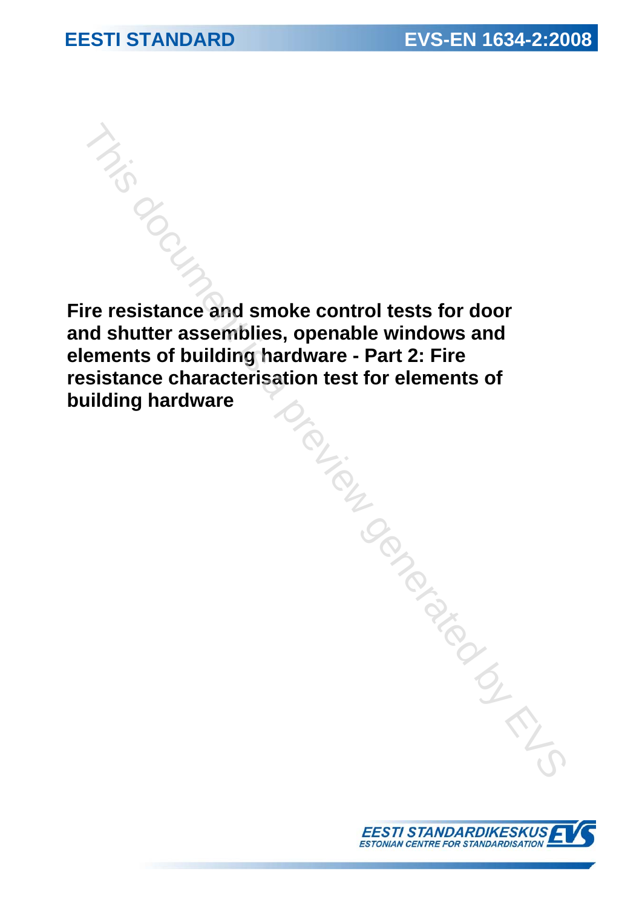EESTI STANDARD

EVS-EN 1634-2:2008

# Fire resistance and smoke control tests for door and shutter assemblies, openable windows and elements of building hardware - Part 2: Fire resistance characterisation test for elements of building hardware

EESTI STANDARDIKESKUS
ESTONIAN CENTRE FOR STANDARDISATION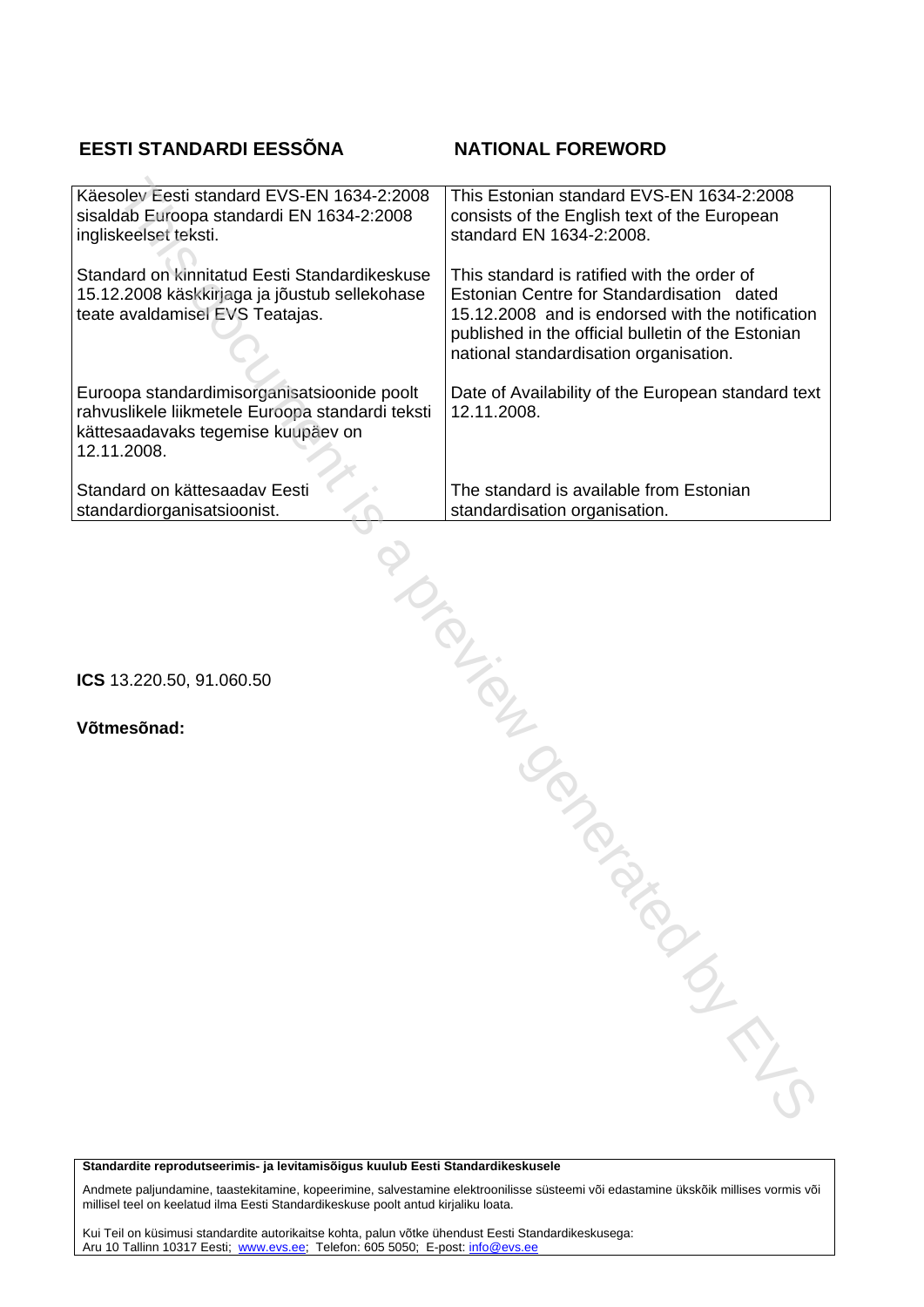| **EESTI STANDARDI EESSÕNA** | **NATIONAL FOREWORD** |
|---|---|
| Käesolev Eesti standard EVS-EN 1634-2:2008 sisaldab Euroopa standardi EN 1634-2:2008 ingliskeelset teksti. | This Estonian standard EVS-EN 1634-2:2008 consists of the English text of the European standard EN 1634-2:2008. |
| Standard on kinnitatud Eesti Standardikeskuse 15.12.2008 käskkirjaga ja jõustub sellekohase teate avaldamisel EVS Teatajas. | This standard is ratified with the order of Estonian Centre for Standardisation dated 15.12.2008 and is endorsed with the notification published in the official bulletin of the Estonian national standardisation organisation. |
| Euroopa standardimisorganisatsioonide poolt rahvuslikele liikmetele Euroopa standardi teksti kättesaadavaks tegemise kuupäev on 12.11.2008. | Date of Availability of the European standard text 12.11.2008. |
| Standard on kättesaadav Eesti standardiorganisatsioonist. | The standard is available from Estonian standardisation organisation. |

**ICS** 13.220.50, 91.060.50

**Võtmesõnad:**

**Standardite reprodutseerimis- ja levitamisõigus kuulub Eesti Standardikeskusele**

Andmete paljundamine, taastekitamine, kopeerimine, salvestamine elektroonilisse süsteemi või edastamine ükskõik millises vormis või millisel teel on keelatud ilma Eesti Standardikeskuse poolt antud kirjaliku loata.

Kui Teil on küsimusi standardite autorikaitse kohta, palun võtke ühendust Eesti Standardikeskusega:
Aru 10 Tallinn 10317 Eesti; www.evs.ee; Telefon: 605 5050; E-post: info@evs.ee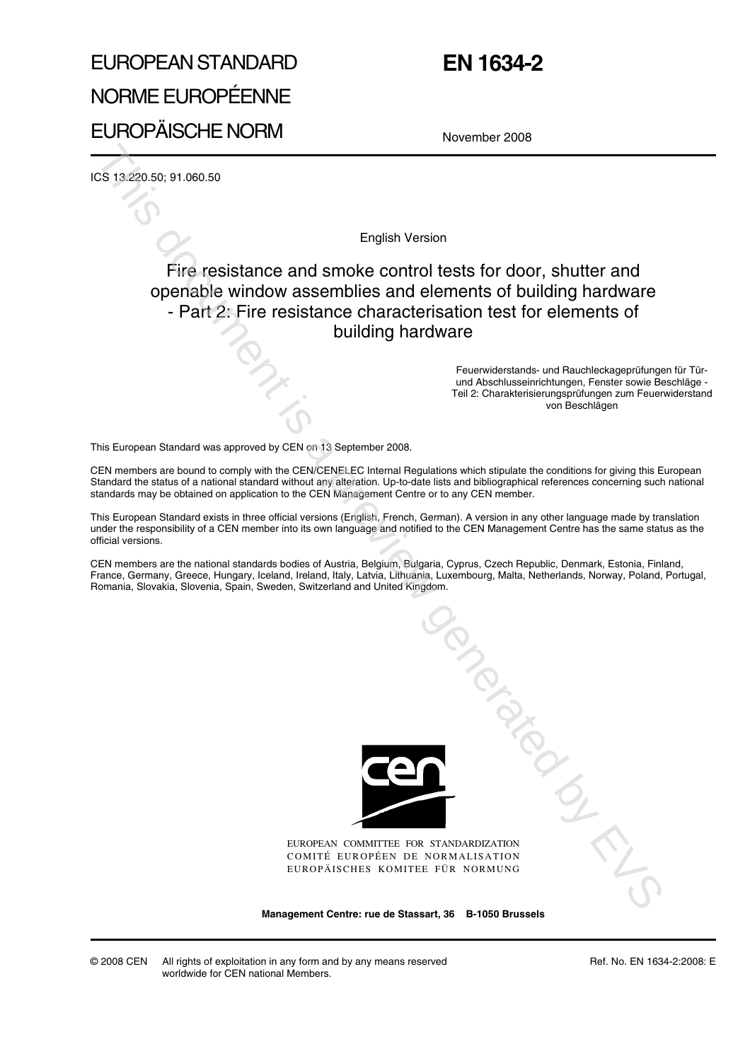EUROPEAN STANDARD

NORME EUROPÉENNE

EUROPÄISCHE NORM

# EN 1634-2

November 2008

ICS 13.220.50; 91.060.50

English Version

## Fire resistance and smoke control tests for door, shutter and openable window assemblies and elements of building hardware - Part 2: Fire resistance characterisation test for elements of building hardware

Feuerwiderstands- und Rauchleckageprüfungen für Tür- und Abschlusseinrichtungen, Fenster sowie Beschläge - Teil 2: Charakterisierungsprüfungen zum Feuerwiderstand von Beschlägen

This European Standard was approved by CEN on 13 September 2008.

CEN members are bound to comply with the CEN/CENELEC Internal Regulations which stipulate the conditions for giving this European Standard the status of a national standard without any alteration. Up-to-date lists and bibliographical references concerning such national standards may be obtained on application to the CEN Management Centre or to any CEN member.

This European Standard exists in three official versions (English, French, German). A version in any other language made by translation under the responsibility of a CEN member into its own language and notified to the CEN Management Centre has the same status as the official versions.

CEN members are the national standards bodies of Austria, Belgium, Bulgaria, Cyprus, Czech Republic, Denmark, Estonia, Finland, France, Germany, Greece, Hungary, Iceland, Ireland, Italy, Latvia, Lithuania, Luxembourg, Malta, Netherlands, Norway, Poland, Portugal, Romania, Slovakia, Slovenia, Spain, Sweden, Switzerland and United Kingdom.

EUROPEAN COMMITTEE FOR STANDARDIZATION
COMITÉ EUROPÉEN DE NORMALISATION
EUROPÄISCHES KOMITEE FÜR NORMUNG

**Management Centre: rue de Stassart, 36 B-1050 Brussels**

© 2008 CEN All rights of exploitation in any form and by any means reserved worldwide for CEN national Members.

Ref. No. EN 1634-2:2008: E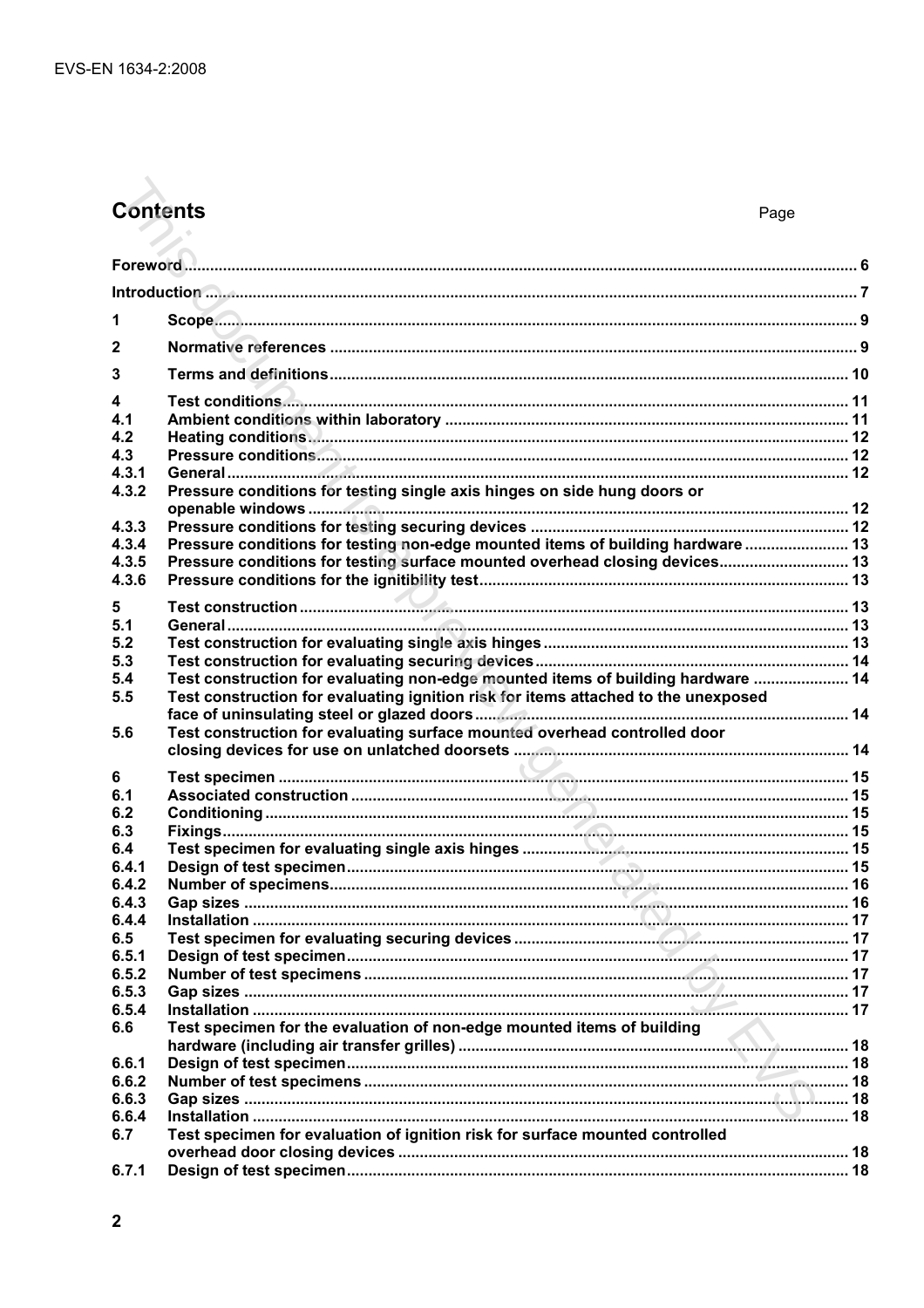# Contents

| | | Page |
|---|---|---|
| Foreword | | 6 |
| Introduction | | 7 |
| 1 | Scope | 9 |
| 2 | Normative references | 9 |
| 3 | Terms and definitions | 10 |
| 4 | Test conditions | 11 |
| 4.1 | Ambient conditions within laboratory | 11 |
| 4.2 | Heating conditions | 12 |
| 4.3 | Pressure conditions | 12 |
| 4.3.1 | General | 12 |
| 4.3.2 | Pressure conditions for testing single axis hinges on side hung doors or openable windows | 12 |
| 4.3.3 | Pressure conditions for testing securing devices | 12 |
| 4.3.4 | Pressure conditions for testing non-edge mounted items of building hardware | 13 |
| 4.3.5 | Pressure conditions for testing surface mounted overhead closing devices | 13 |
| 4.3.6 | Pressure conditions for the ignitibility test | 13 |
| 5 | Test construction | 13 |
| 5.1 | General | 13 |
| 5.2 | Test construction for evaluating single axis hinges | 13 |
| 5.3 | Test construction for evaluating securing devices | 14 |
| 5.4 | Test construction for evaluating non-edge mounted items of building hardware | 14 |
| 5.5 | Test construction for evaluating ignition risk for items attached to the unexposed face of uninsulating steel or glazed doors | 14 |
| 5.6 | Test construction for evaluating surface mounted overhead controlled door closing devices for use on unlatched doorsets | 14 |
| 6 | Test specimen | 15 |
| 6.1 | Associated construction | 15 |
| 6.2 | Conditioning | 15 |
| 6.3 | Fixings | 15 |
| 6.4 | Test specimen for evaluating single axis hinges | 15 |
| 6.4.1 | Design of test specimen | 15 |
| 6.4.2 | Number of specimens | 16 |
| 6.4.3 | Gap sizes | 16 |
| 6.4.4 | Installation | 17 |
| 6.5 | Test specimen for evaluating securing devices | 17 |
| 6.5.1 | Design of test specimen | 17 |
| 6.5.2 | Number of test specimens | 17 |
| 6.5.3 | Gap sizes | 17 |
| 6.5.4 | Installation | 17 |
| 6.6 | Test specimen for the evaluation of non-edge mounted items of building hardware (including air transfer grilles) | 18 |
| 6.6.1 | Design of test specimen | 18 |
| 6.6.2 | Number of test specimens | 18 |
| 6.6.3 | Gap sizes | 18 |
| 6.6.4 | Installation | 18 |
| 6.7 | Test specimen for evaluation of ignition risk for surface mounted controlled overhead door closing devices | 18 |
| 6.7.1 | Design of test specimen | 18 |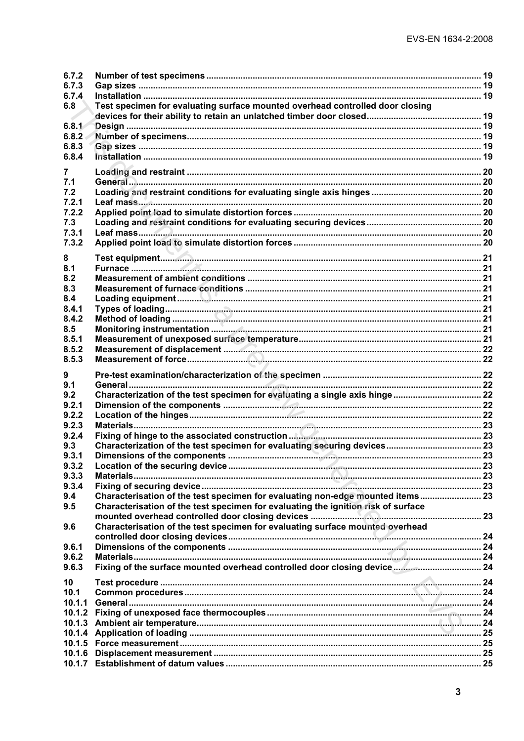6.7.2 Number of test specimens ..... 19
6.7.3 Gap sizes ..... 19
6.7.4 Installation ..... 19
6.8 Test specimen for evaluating surface mounted overhead controlled door closing devices for their ability to retain an unlatched timber door closed ..... 19
6.8.1 Design ..... 19
6.8.2 Number of specimens ..... 19
6.8.3 Gap sizes ..... 19
6.8.4 Installation ..... 19

7 Loading and restraint ..... 20
7.1 General ..... 20
7.2 Loading and restraint conditions for evaluating single axis hinges ..... 20
7.2.1 Leaf mass ..... 20
7.2.2 Applied point load to simulate distortion forces ..... 20
7.3 Loading and restraint conditions for evaluating securing devices ..... 20
7.3.1 Leaf mass ..... 20
7.3.2 Applied point load to simulate distortion forces ..... 20

8 Test equipment ..... 21
8.1 Furnace ..... 21
8.2 Measurement of ambient conditions ..... 21
8.3 Measurement of furnace conditions ..... 21
8.4 Loading equipment ..... 21
8.4.1 Types of loading ..... 21
8.4.2 Method of loading ..... 21
8.5 Monitoring instrumentation ..... 21
8.5.1 Measurement of unexposed surface temperature ..... 21
8.5.2 Measurement of displacement ..... 22
8.5.3 Measurement of force ..... 22

9 Pre-test examination/characterization of the specimen ..... 22
9.1 General ..... 22
9.2 Characterization of the test specimen for evaluating a single axis hinge ..... 22
9.2.1 Dimension of the components ..... 22
9.2.2 Location of the hinges ..... 22
9.2.3 Materials ..... 23
9.2.4 Fixing of hinge to the associated construction ..... 23
9.3 Characterization of the test specimen for evaluating securing devices ..... 23
9.3.1 Dimensions of the components ..... 23
9.3.2 Location of the securing device ..... 23
9.3.3 Materials ..... 23
9.3.4 Fixing of securing device ..... 23
9.4 Characterisation of the test specimen for evaluating non-edge mounted items ..... 23
9.5 Characterisation of the test specimen for evaluating the ignition risk of surface mounted overhead controlled door closing devices ..... 23
9.6 Characterisation of the test specimen for evaluating surface mounted overhead controlled door closing devices ..... 24
9.6.1 Dimensions of the components ..... 24
9.6.2 Materials ..... 24
9.6.3 Fixing of the surface mounted overhead controlled door closing device ..... 24

10 Test procedure ..... 24
10.1 Common procedures ..... 24
10.1.1 General ..... 24
10.1.2 Fixing of unexposed face thermocouples ..... 24
10.1.3 Ambient air temperature ..... 24
10.1.4 Application of loading ..... 25
10.1.5 Force measurement ..... 25
10.1.6 Displacement measurement ..... 25
10.1.7 Establishment of datum values ..... 25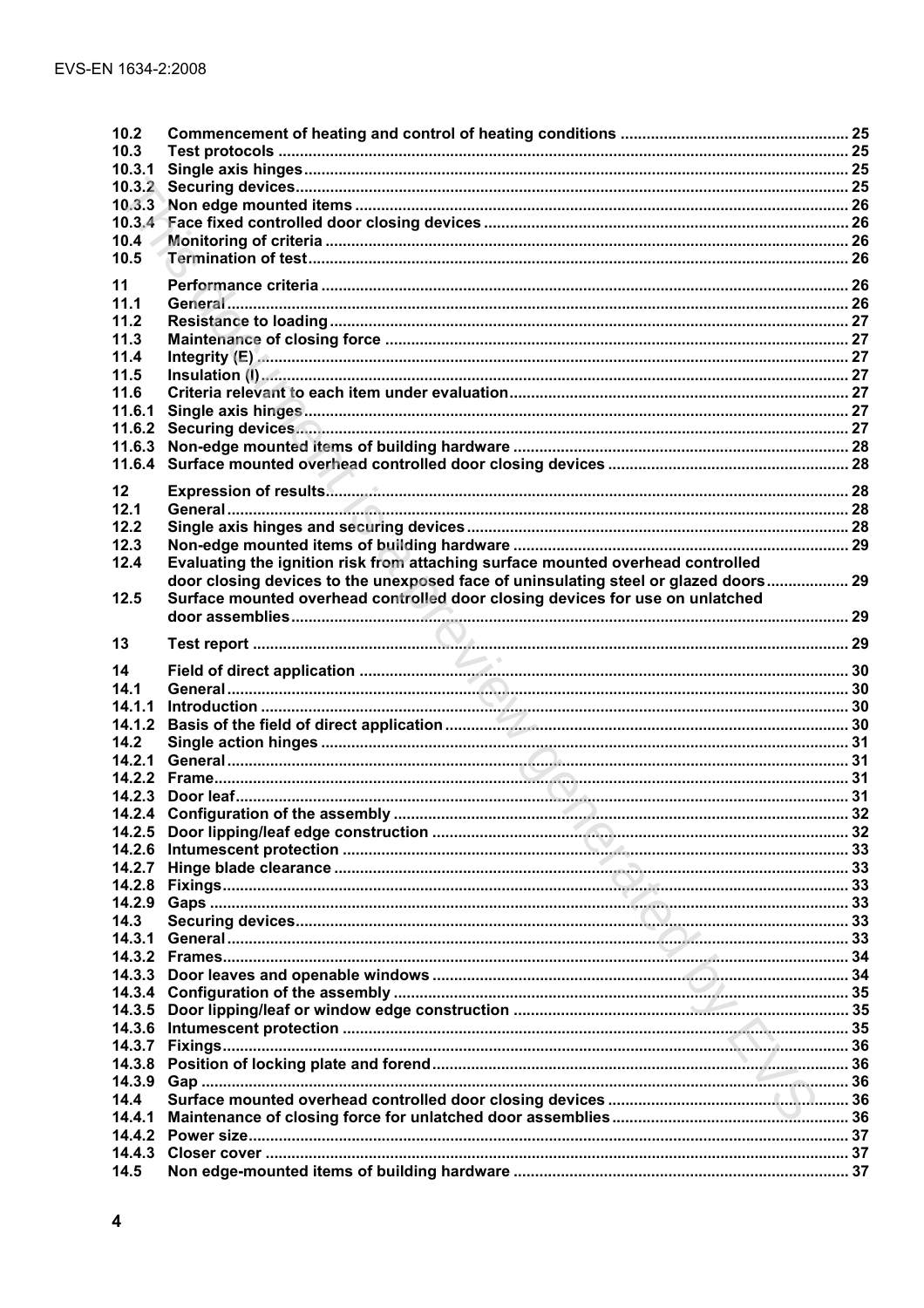10.2 Commencement of heating and control of heating conditions ..... 25
10.3 Test protocols ..... 25
10.3.1 Single axis hinges ..... 25
10.3.2 Securing devices ..... 25
10.3.3 Non edge mounted items ..... 26
10.3.4 Face fixed controlled door closing devices ..... 26
10.4 Monitoring of criteria ..... 26
10.5 Termination of test ..... 26

11 Performance criteria ..... 26
11.1 General ..... 26
11.2 Resistance to loading ..... 27
11.3 Maintenance of closing force ..... 27
11.4 Integrity (E) ..... 27
11.5 Insulation (I) ..... 27
11.6 Criteria relevant to each item under evaluation ..... 27
11.6.1 Single axis hinges ..... 27
11.6.2 Securing devices ..... 27
11.6.3 Non-edge mounted items of building hardware ..... 28
11.6.4 Surface mounted overhead controlled door closing devices ..... 28

12 Expression of results ..... 28
12.1 General ..... 28
12.2 Single axis hinges and securing devices ..... 28
12.3 Non-edge mounted items of building hardware ..... 29
12.4 Evaluating the ignition risk from attaching surface mounted overhead controlled door closing devices to the unexposed face of uninsulating steel or glazed doors ..... 29
12.5 Surface mounted overhead controlled door closing devices for use on unlatched door assemblies ..... 29

13 Test report ..... 29

14 Field of direct application ..... 30
14.1 General ..... 30
14.1.1 Introduction ..... 30
14.1.2 Basis of the field of direct application ..... 30
14.2 Single action hinges ..... 31
14.2.1 General ..... 31
14.2.2 Frame ..... 31
14.2.3 Door leaf ..... 31
14.2.4 Configuration of the assembly ..... 32
14.2.5 Door lipping/leaf edge construction ..... 32
14.2.6 Intumescent protection ..... 33
14.2.7 Hinge blade clearance ..... 33
14.2.8 Fixings ..... 33
14.2.9 Gaps ..... 33
14.3 Securing devices ..... 33
14.3.1 General ..... 33
14.3.2 Frames ..... 34
14.3.3 Door leaves and openable windows ..... 34
14.3.4 Configuration of the assembly ..... 35
14.3.5 Door lipping/leaf or window edge construction ..... 35
14.3.6 Intumescent protection ..... 35
14.3.7 Fixings ..... 36
14.3.8 Position of locking plate and forend ..... 36
14.3.9 Gap ..... 36
14.4 Surface mounted overhead controlled door closing devices ..... 36
14.4.1 Maintenance of closing force for unlatched door assemblies ..... 36
14.4.2 Power size ..... 37
14.4.3 Closer cover ..... 37
14.5 Non edge-mounted items of building hardware ..... 37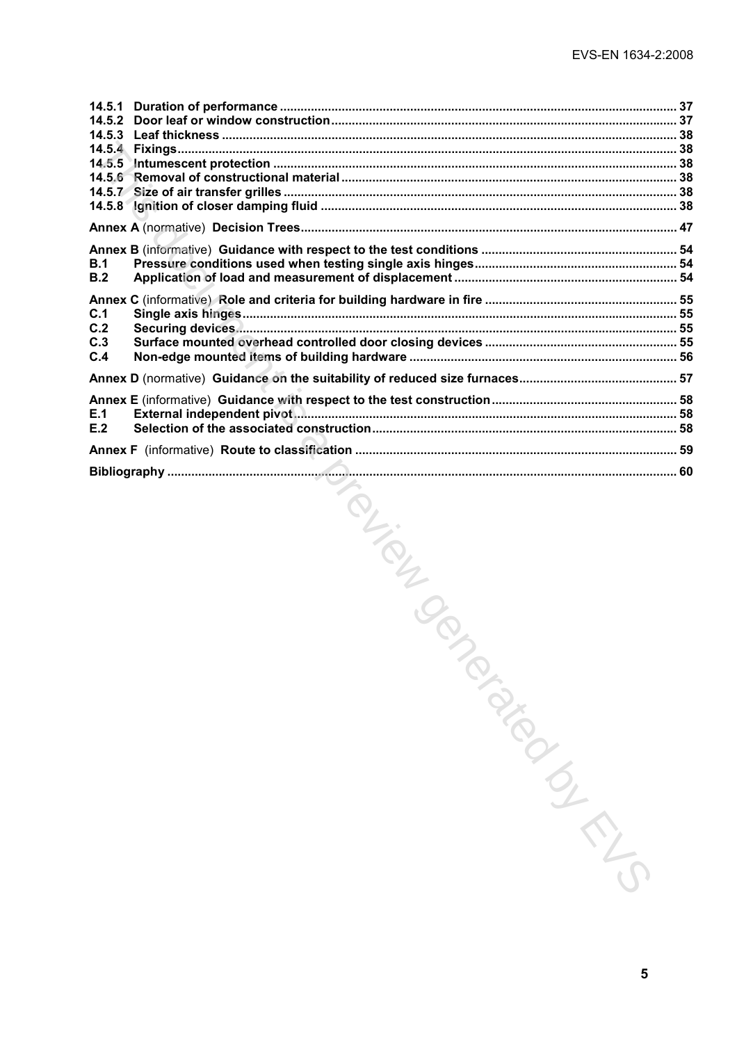14.5.1 **Duration of performance** ........................................................................................................ 37
14.5.2 **Door leaf or window construction** ........................................................................................... 37
14.5.3 **Leaf thickness** .......................................................................................................................... 38
14.5.4 **Fixings** ...................................................................................................................................... 38
14.5.5 **Intumescent protection** ............................................................................................................ 38
14.5.6 **Removal of constructional material** ........................................................................................ 38
14.5.7 **Size of air transfer grilles** ........................................................................................................ 38
14.5.8 **Ignition of closer damping fluid** .............................................................................................. 38

**Annex A** (normative) **Decision Trees** ........................................................................................... 47

**Annex B** (informative) **Guidance with respect to the test conditions** ............................................... 54
**B.1** **Pressure conditions used when testing single axis hinges** ......................................................... 54
**B.2** **Application of load and measurement of displacement** ............................................................. 54

**Annex C** (informative) **Role and criteria for building hardware in fire** ............................................. 55
**C.1** **Single axis hinges** ...................................................................................................................... 55
**C.2** **Securing devices** ........................................................................................................................ 55
**C.3** **Surface mounted overhead controlled door closing devices** ...................................................... 55
**C.4** **Non-edge mounted items of building hardware** ......................................................................... 56

**Annex D** (normative) **Guidance on the suitability of reduced size furnaces** ....................................... 57

**Annex E** (informative) **Guidance with respect to the test construction** ............................................. 58
**E.1** **External independent pivot** ....................................................................................................... 58
**E.2** **Selection of the associated construction** .................................................................................... 58

**Annex F** (informative) **Route to classification** ................................................................................. 59

**Bibliography** ..................................................................................................................................... 60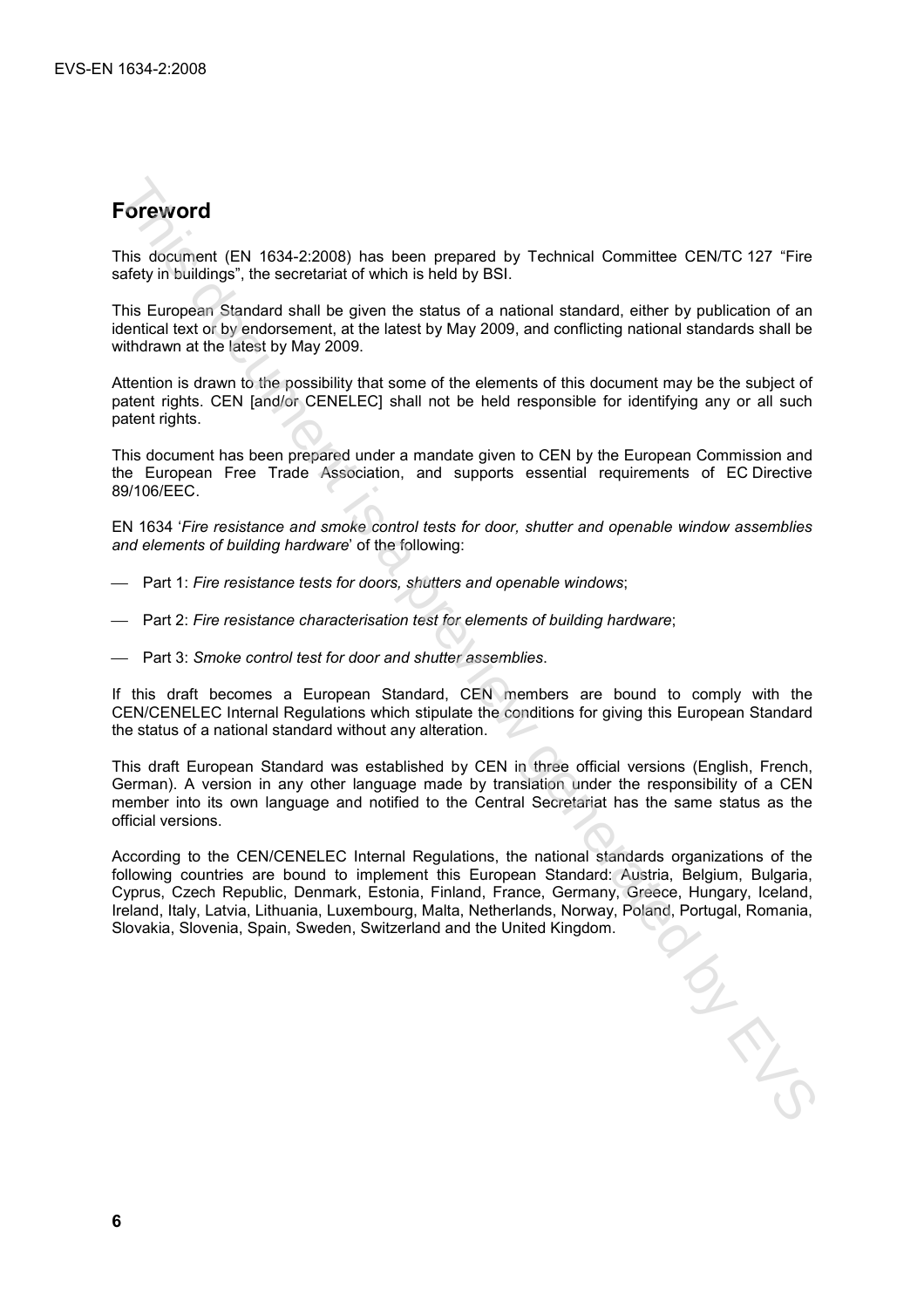# Foreword

This document (EN 1634-2:2008) has been prepared by Technical Committee CEN/TC 127 "Fire safety in buildings", the secretariat of which is held by BSI.

This European Standard shall be given the status of a national standard, either by publication of an identical text or by endorsement, at the latest by May 2009, and conflicting national standards shall be withdrawn at the latest by May 2009.

Attention is drawn to the possibility that some of the elements of this document may be the subject of patent rights. CEN [and/or CENELEC] shall not be held responsible for identifying any or all such patent rights.

This document has been prepared under a mandate given to CEN by the European Commission and the European Free Trade Association, and supports essential requirements of EC Directive 89/106/EEC.

EN 1634 '*Fire resistance and smoke control tests for door, shutter and openable window assemblies and elements of building hardware*' of the following:

- Part 1: *Fire resistance tests for doors, shutters and openable windows*;
- Part 2: *Fire resistance characterisation test for elements of building hardware*;
- Part 3: *Smoke control test for door and shutter assemblies*.

If this draft becomes a European Standard, CEN members are bound to comply with the CEN/CENELEC Internal Regulations which stipulate the conditions for giving this European Standard the status of a national standard without any alteration.

This draft European Standard was established by CEN in three official versions (English, French, German). A version in any other language made by translation under the responsibility of a CEN member into its own language and notified to the Central Secretariat has the same status as the official versions.

According to the CEN/CENELEC Internal Regulations, the national standards organizations of the following countries are bound to implement this European Standard: Austria, Belgium, Bulgaria, Cyprus, Czech Republic, Denmark, Estonia, Finland, France, Germany, Greece, Hungary, Iceland, Ireland, Italy, Latvia, Lithuania, Luxembourg, Malta, Netherlands, Norway, Poland, Portugal, Romania, Slovakia, Slovenia, Spain, Sweden, Switzerland and the United Kingdom.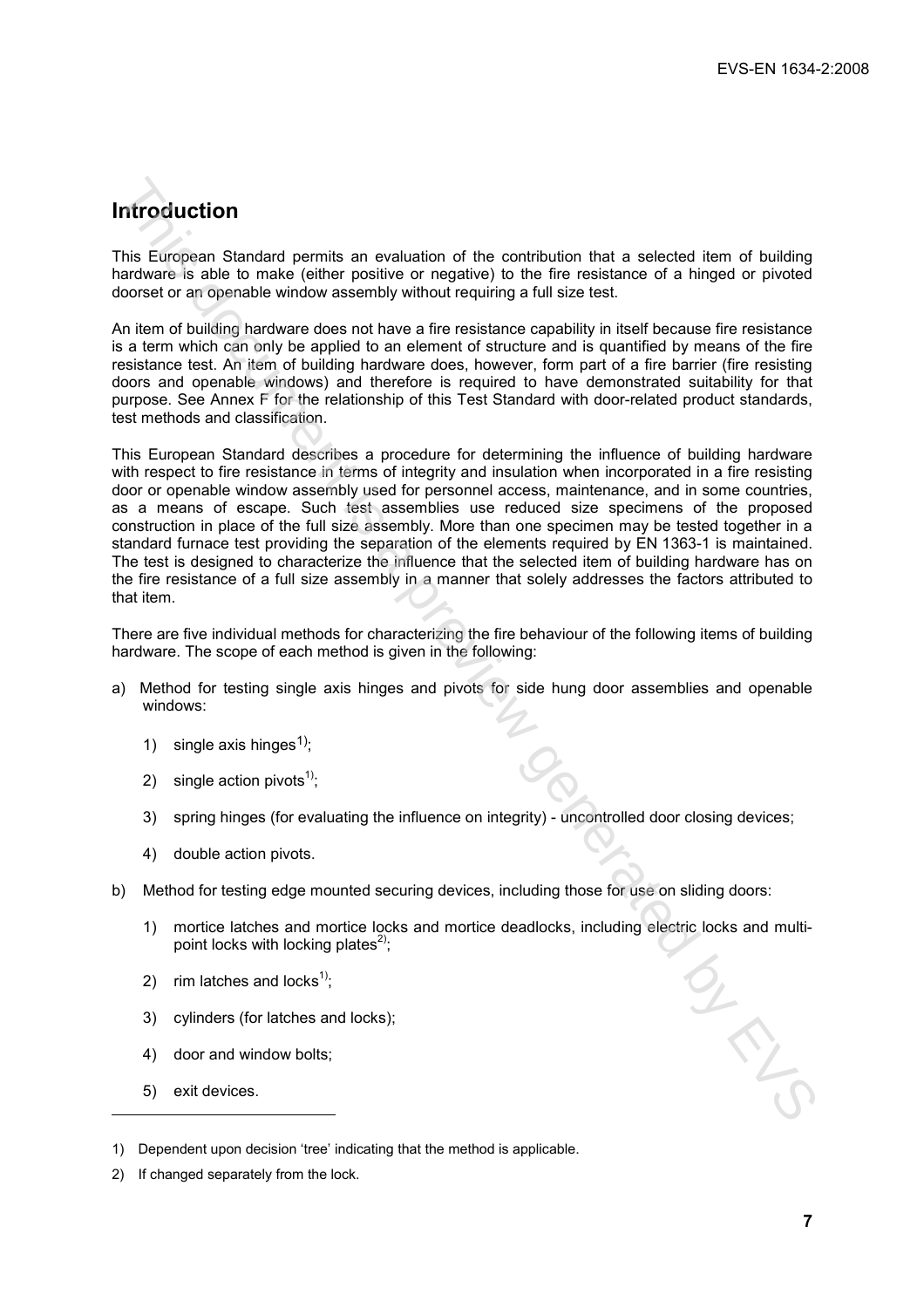## Introduction

This European Standard permits an evaluation of the contribution that a selected item of building hardware is able to make (either positive or negative) to the fire resistance of a hinged or pivoted doorset or an openable window assembly without requiring a full size test.

An item of building hardware does not have a fire resistance capability in itself because fire resistance is a term which can only be applied to an element of structure and is quantified by means of the fire resistance test. An item of building hardware does, however, form part of a fire barrier (fire resisting doors and openable windows) and therefore is required to have demonstrated suitability for that purpose. See Annex F for the relationship of this Test Standard with door-related product standards, test methods and classification.

This European Standard describes a procedure for determining the influence of building hardware with respect to fire resistance in terms of integrity and insulation when incorporated in a fire resisting door or openable window assembly used for personnel access, maintenance, and in some countries, as a means of escape. Such test assemblies use reduced size specimens of the proposed construction in place of the full size assembly. More than one specimen may be tested together in a standard furnace test providing the separation of the elements required by EN 1363-1 is maintained. The test is designed to characterize the influence that the selected item of building hardware has on the fire resistance of a full size assembly in a manner that solely addresses the factors attributed to that item.

There are five individual methods for characterizing the fire behaviour of the following items of building hardware. The scope of each method is given in the following:

a) Method for testing single axis hinges and pivots for side hung door assemblies and openable windows:

   1) single axis hinges[1];

   2) single action pivots[1];

   3) spring hinges (for evaluating the influence on integrity) - uncontrolled door closing devices;

   4) double action pivots.

b) Method for testing edge mounted securing devices, including those for use on sliding doors:

   1) mortice latches and mortice locks and mortice deadlocks, including electric locks and multi-point locks with locking plates[2];

   2) rim latches and locks[1];

   3) cylinders (for latches and locks);

   4) door and window bolts;

   5) exit devices.

---

1) Dependent upon decision 'tree' indicating that the method is applicable.

2) If changed separately from the lock.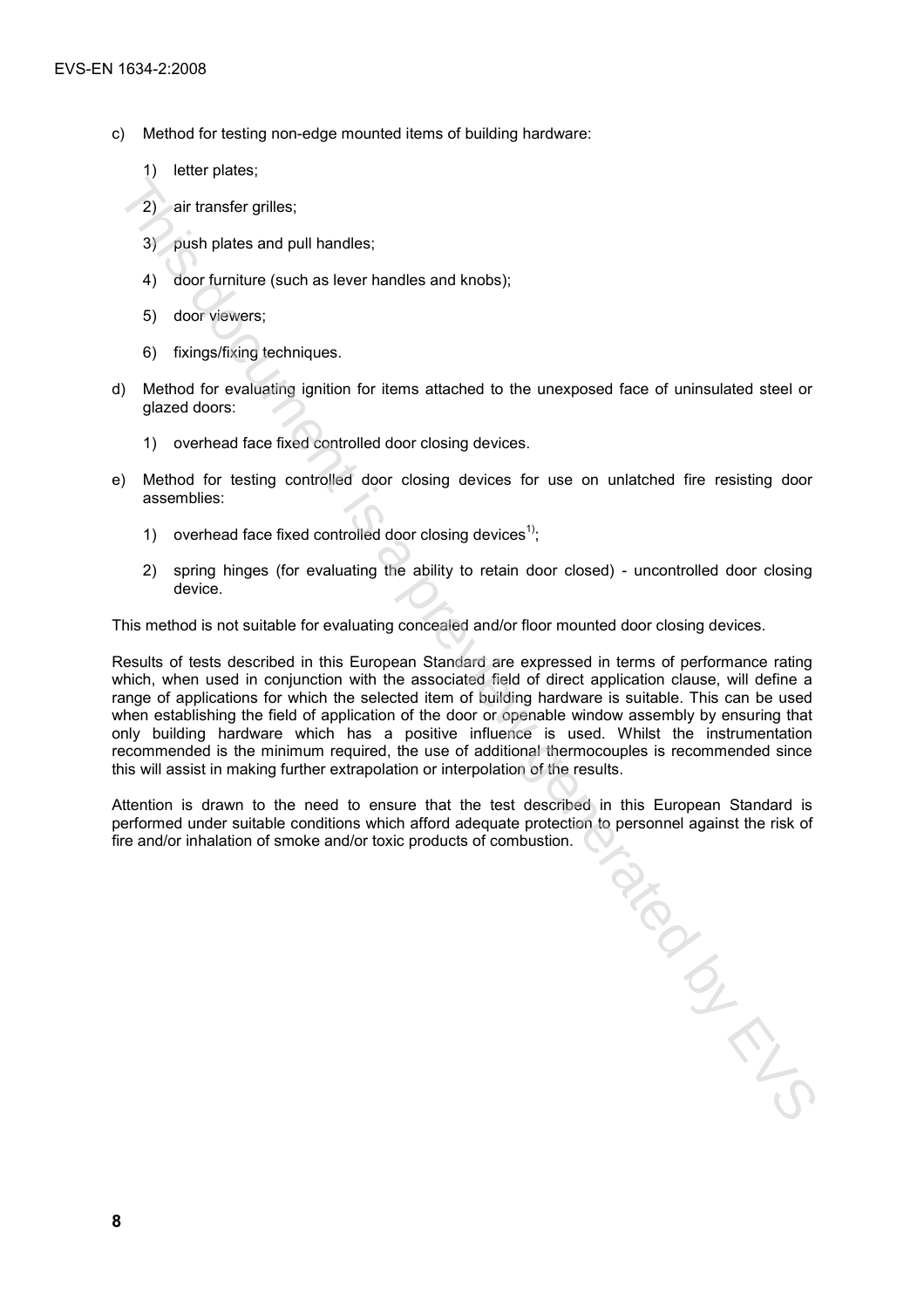c) Method for testing non-edge mounted items of building hardware:

   1) letter plates;

   2) air transfer grilles;

   3) push plates and pull handles;

   4) door furniture (such as lever handles and knobs);

   5) door viewers;

   6) fixings/fixing techniques.

d) Method for evaluating ignition for items attached to the unexposed face of uninsulated steel or glazed doors:

   1) overhead face fixed controlled door closing devices.

e) Method for testing controlled door closing devices for use on unlatched fire resisting door assemblies:

   1) overhead face fixed controlled door closing devices[1];

   2) spring hinges (for evaluating the ability to retain door closed) - uncontrolled door closing device.

This method is not suitable for evaluating concealed and/or floor mounted door closing devices.

Results of tests described in this European Standard are expressed in terms of performance rating which, when used in conjunction with the associated field of direct application clause, will define a range of applications for which the selected item of building hardware is suitable. This can be used when establishing the field of application of the door or openable window assembly by ensuring that only building hardware which has a positive influence is used. Whilst the instrumentation recommended is the minimum required, the use of additional thermocouples is recommended since this will assist in making further extrapolation or interpolation of the results.

Attention is drawn to the need to ensure that the test described in this European Standard is performed under suitable conditions which afford adequate protection to personnel against the risk of fire and/or inhalation of smoke and/or toxic products of combustion.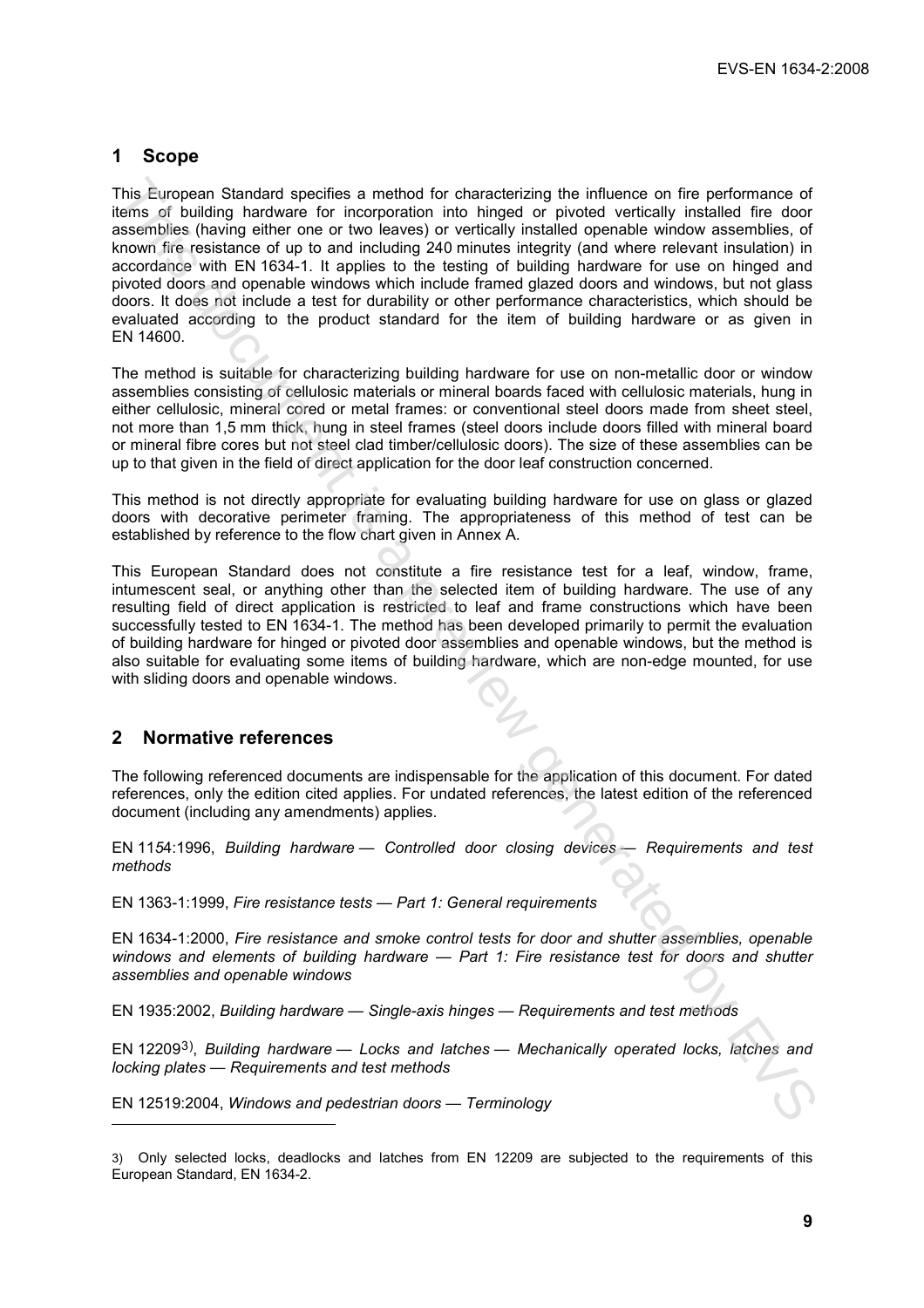## 1 Scope

This European Standard specifies a method for characterizing the influence on fire performance of items of building hardware for incorporation into hinged or pivoted vertically installed fire door assemblies (having either one or two leaves) or vertically installed openable window assemblies, of known fire resistance of up to and including 240 minutes integrity (and where relevant insulation) in accordance with EN 1634-1. It applies to the testing of building hardware for use on hinged and pivoted doors and openable windows which include framed glazed doors and windows, but not glass doors. It does not include a test for durability or other performance characteristics, which should be evaluated according to the product standard for the item of building hardware or as given in EN 14600.

The method is suitable for characterizing building hardware for use on non-metallic door or window assemblies consisting of cellulosic materials or mineral boards faced with cellulosic materials, hung in either cellulosic, mineral cored or metal frames: or conventional steel doors made from sheet steel, not more than 1,5 mm thick, hung in steel frames (steel doors include doors filled with mineral board or mineral fibre cores but not steel clad timber/cellulosic doors). The size of these assemblies can be up to that given in the field of direct application for the door leaf construction concerned.

This method is not directly appropriate for evaluating building hardware for use on glass or glazed doors with decorative perimeter framing. The appropriateness of this method of test can be established by reference to the flow chart given in Annex A.

This European Standard does not constitute a fire resistance test for a leaf, window, frame, intumescent seal, or anything other than the selected item of building hardware. The use of any resulting field of direct application is restricted to leaf and frame constructions which have been successfully tested to EN 1634-1. The method has been developed primarily to permit the evaluation of building hardware for hinged or pivoted door assemblies and openable windows, but the method is also suitable for evaluating some items of building hardware, which are non-edge mounted, for use with sliding doors and openable windows.

## 2 Normative references

The following referenced documents are indispensable for the application of this document. For dated references, only the edition cited applies. For undated references, the latest edition of the referenced document (including any amendments) applies.

EN 1154:1996, *Building hardware — Controlled door closing devices — Requirements and test methods*

EN 1363-1:1999, *Fire resistance tests — Part 1: General requirements*

EN 1634-1:2000, *Fire resistance and smoke control tests for door and shutter assemblies, openable windows and elements of building hardware — Part 1: Fire resistance test for doors and shutter assemblies and openable windows*

EN 1935:2002, *Building hardware — Single-axis hinges — Requirements and test methods*

EN 12209[3)], *Building hardware — Locks and latches — Mechanically operated locks, latches and locking plates — Requirements and test methods*

EN 12519:2004, *Windows and pedestrian doors — Terminology*

---

3) Only selected locks, deadlocks and latches from EN 12209 are subjected to the requirements of this European Standard, EN 1634-2.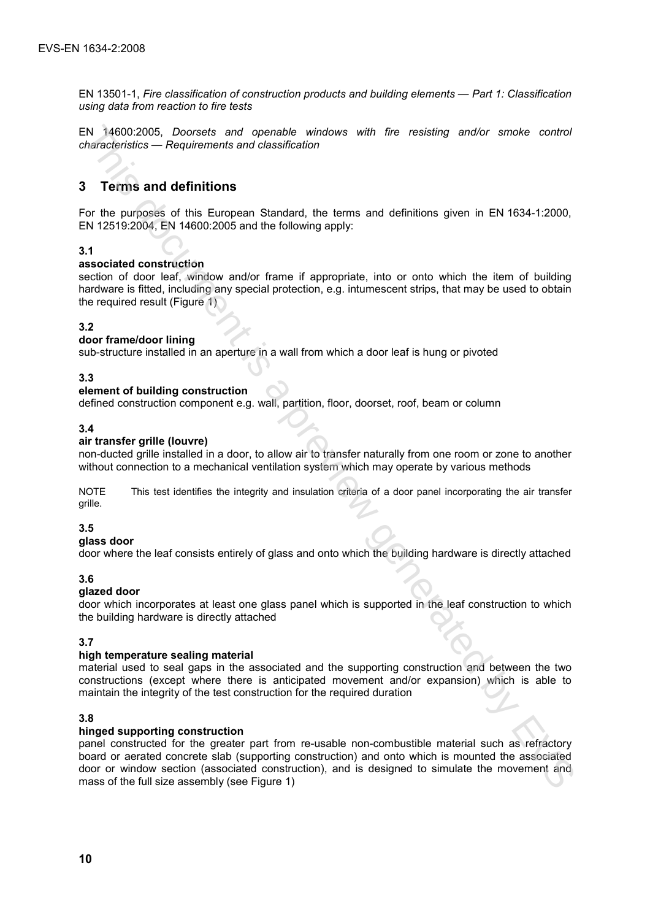EN 13501-1, *Fire classification of construction products and building elements — Part 1: Classification using data from reaction to fire tests*

EN 14600:2005, *Doorsets and openable windows with fire resisting and/or smoke control characteristics — Requirements and classification*

## 3 Terms and definitions

For the purposes of this European Standard, the terms and definitions given in EN 1634-1:2000, EN 12519:2004, EN 14600:2005 and the following apply:

**3.1**
**associated construction**
section of door leaf, window and/or frame if appropriate, into or onto which the item of building hardware is fitted, including any special protection, e.g. intumescent strips, that may be used to obtain the required result (Figure 1)

**3.2**
**door frame/door lining**
sub-structure installed in an aperture in a wall from which a door leaf is hung or pivoted

**3.3**
**element of building construction**
defined construction component e.g. wall, partition, floor, doorset, roof, beam or column

**3.4**
**air transfer grille (louvre)**
non-ducted grille installed in a door, to allow air to transfer naturally from one room or zone to another without connection to a mechanical ventilation system which may operate by various methods

NOTE This test identifies the integrity and insulation criteria of a door panel incorporating the air transfer grille.

**3.5**
**glass door**
door where the leaf consists entirely of glass and onto which the building hardware is directly attached

**3.6**
**glazed door**
door which incorporates at least one glass panel which is supported in the leaf construction to which the building hardware is directly attached

**3.7**
**high temperature sealing material**
material used to seal gaps in the associated and the supporting construction and between the two constructions (except where there is anticipated movement and/or expansion) which is able to maintain the integrity of the test construction for the required duration

**3.8**
**hinged supporting construction**
panel constructed for the greater part from re-usable non-combustible material such as refractory board or aerated concrete slab (supporting construction) and onto which is mounted the associated door or window section (associated construction), and is designed to simulate the movement and mass of the full size assembly (see Figure 1)